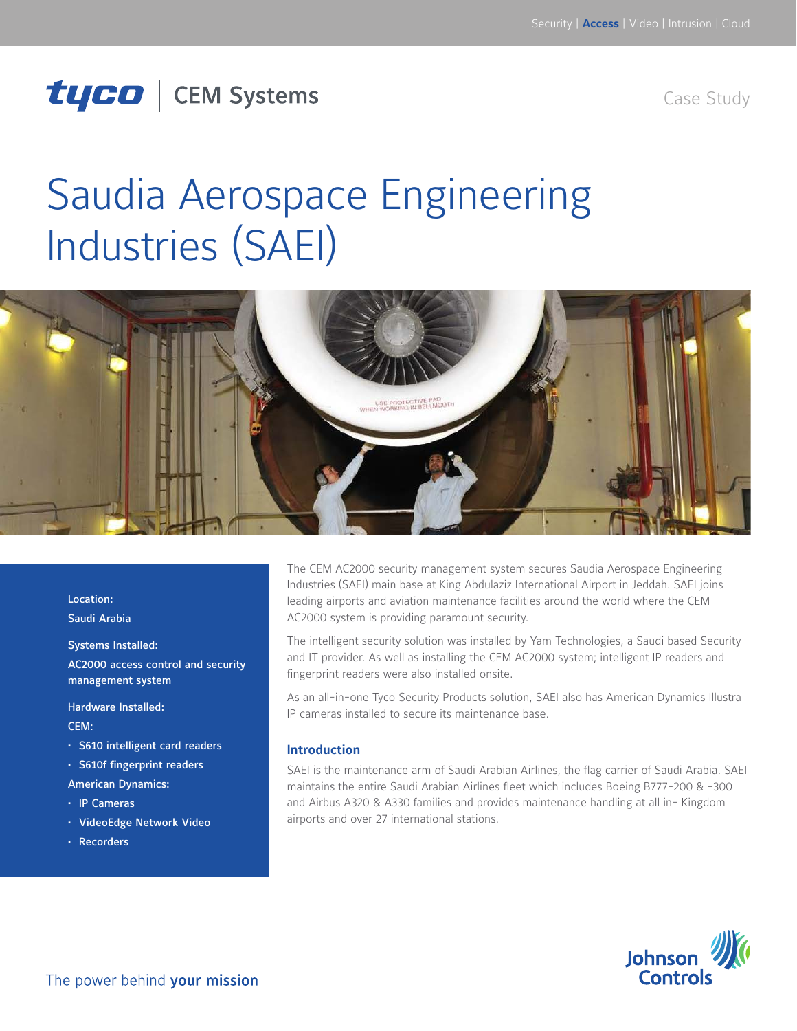Security | **Access** | Video | Intrusion | Cloud

tyco | CEM Systems

Case Study

# Saudia Aerospace Engineering Industries (SAEI)

**Location:**

Saudi Arabia

**Systems Installed:**

AC2000 access control and security management system

**Hardware Installed:**

**CEM:**

- S610 intelligent card readers
- S610f fingerprint readers

**American Dynamics:**

- IP Cameras
- VideoEdge Network Video
- Recorders

The CEM AC2000 security management system secures Saudia Aerospace Engineering Industries (SAEI) main base at King Abdulaziz International Airport in Jeddah. SAEI joins leading airports and aviation maintenance facilities around the world where the CEM AC2000 system is providing paramount security.

The intelligent security solution was installed by Yam Technologies, a Saudi based Security and IT provider. As well as installing the CEM AC2000 system; intelligent IP readers and fingerprint readers were also installed onsite.

As an all-in-one Tyco Security Products solution, SAEI also has American Dynamics Illustra IP cameras installed to secure its maintenance base.

## Introduction

SAEI is the maintenance arm of Saudi Arabian Airlines, the flag carrier of Saudi Arabia. SAEI maintains the entire Saudi Arabian Airlines fleet which includes Boeing B777-200 & -300 and Airbus A320 & A330 families and provides maintenance handling at all in- Kingdom airports and over 27 international stations.

The power behind **your mission**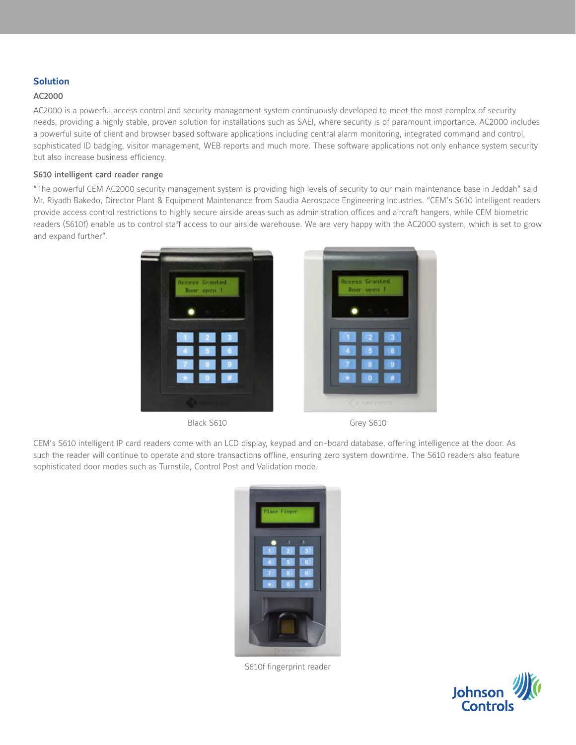## Solution

### AC2000

AC2000 is a powerful access control and security management system continuously developed to meet the most complex of security needs, providing a highly stable, proven solution for installations such as SAEI, where security is of paramount importance. AC2000 includes a powerful suite of client and browser based software applications including central alarm monitoring, integrated command and control, sophisticated ID badging, visitor management, WEB reports and much more. These software applications not only enhance system security but also increase business efficiency.

### S610 intelligent card reader range

"The powerful CEM AC2000 security management system is providing high levels of security to our main maintenance base in Jeddah" said Mr. Riyadh Bakedo, Director Plant & Equipment Maintenance from Saudia Aerospace Engineering Industries. "CEM's S610 intelligent readers provide access control restrictions to highly secure airside areas such as administration offices and aircraft hangers, while CEM biometric readers (S610f) enable us to control staff access to our airside warehouse. We are very happy with the AC2000 system, which is set to grow and expand further".

Black S610

Grey S610

CEM's S610 intelligent IP card readers come with an LCD display, keypad and on-board database, offering intelligence at the door. As such the reader will continue to operate and store transactions offline, ensuring zero system downtime. The S610 readers also feature sophisticated door modes such as Turnstile, Control Post and Validation mode.

S610f fingerprint reader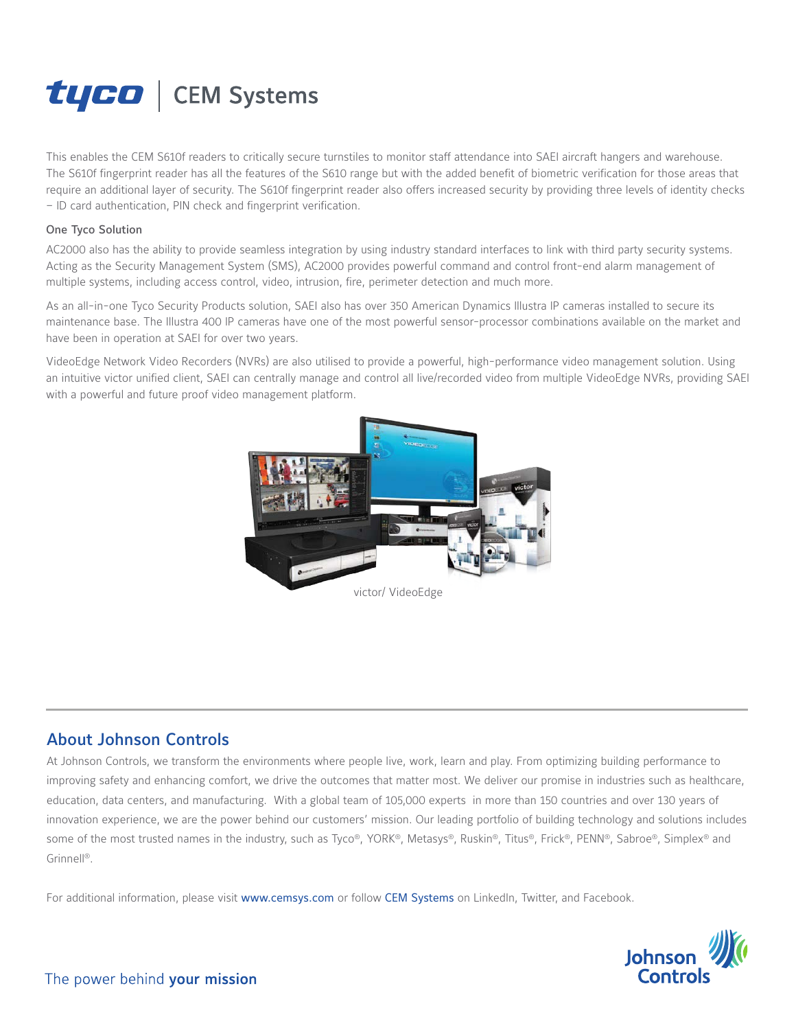This enables the CEM S610f readers to critically secure turnstiles to monitor staff attendance into SAEI aircraft hangers and warehouse. The S610f fingerprint reader has all the features of the S610 range but with the added benefit of biometric verification for those areas that require an additional layer of security. The S610f fingerprint reader also offers increased security by providing three levels of identity checks – ID card authentication, PIN check and fingerprint verification.

**One Tyco Solution**

AC2000 also has the ability to provide seamless integration by using industry standard interfaces to link with third party security systems. Acting as the Security Management System (SMS), AC2000 provides powerful command and control front-end alarm management of multiple systems, including access control, video, intrusion, fire, perimeter detection and much more.

As an all-in-one Tyco Security Products solution, SAEI also has over 350 American Dynamics Illustra IP cameras installed to secure its maintenance base. The Illustra 400 IP cameras have one of the most powerful sensor-processor combinations available on the market and have been in operation at SAEI for over two years.

VideoEdge Network Video Recorders (NVRs) are also utilised to provide a powerful, high-performance video management solution. Using an intuitive victor unified client, SAEI can centrally manage and control all live/recorded video from multiple VideoEdge NVRs, providing SAEI with a powerful and future proof video management platform.

victor/ VideoEdge

## About Johnson Controls

At Johnson Controls, we transform the environments where people live, work, learn and play. From optimizing building performance to improving safety and enhancing comfort, we drive the outcomes that matter most. We deliver our promise in industries such as healthcare, education, data centers, and manufacturing. With a global team of 105,000 experts in more than 150 countries and over 130 years of innovation experience, we are the power behind our customers' mission. Our leading portfolio of building technology and solutions includes some of the most trusted names in the industry, such as Tyco®, YORK®, Metasys®, Ruskin®, Titus®, Frick®, PENN®, Sabroe®, Simplex® and Grinnell®.

For additional information, please visit www.cemsys.com or follow CEM Systems on LinkedIn, Twitter, and Facebook.

The power behind **your mission**